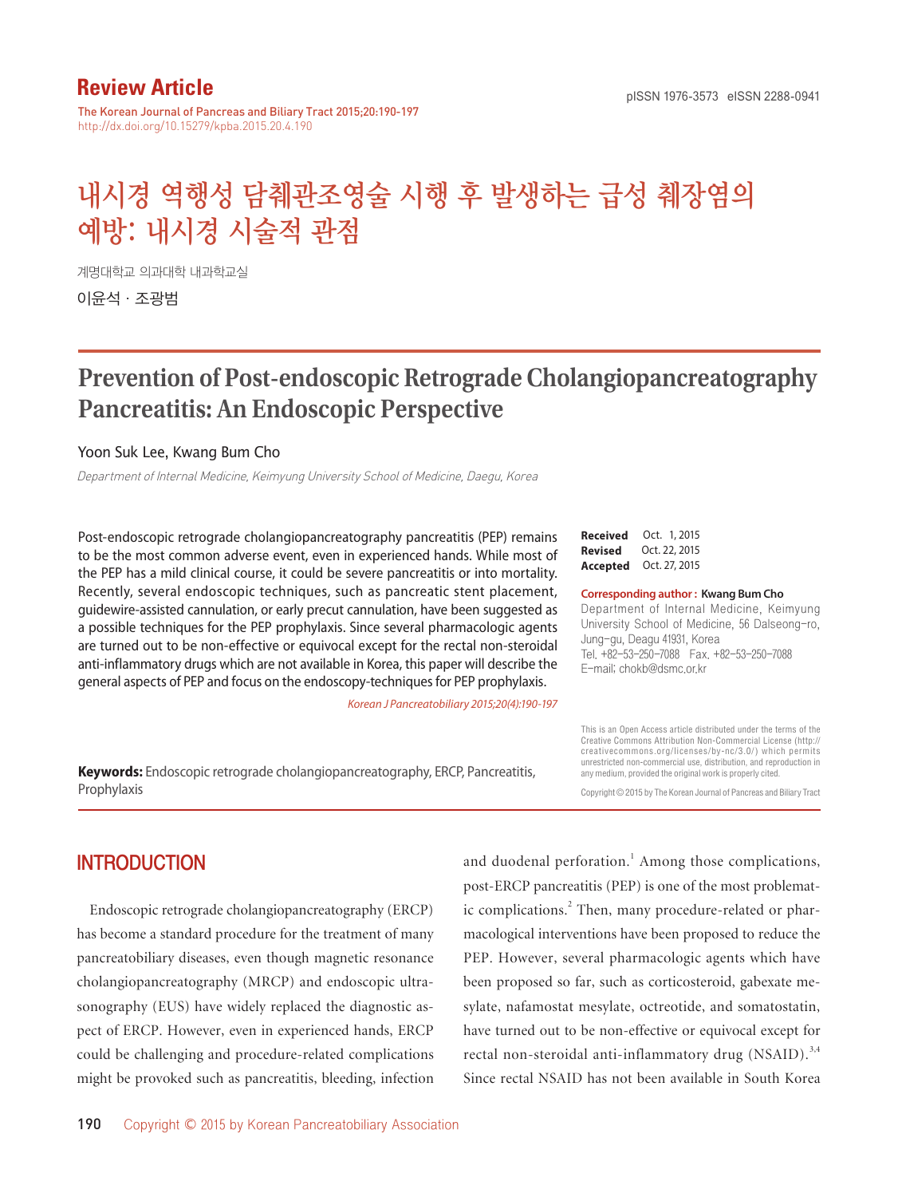Review Article

# 내시경 역행성 담췌관조영술 시행 후 발생하는 급성 췌장염의 예방: 내시경 시술적 관점

계명대학교 의과대학 내과학교실

이윤석 · 조광범

# Prevention of Post-endoscopic Retrograde Cholangiopancreatography Pancreatitis: An Endoscopic Perspective

Yoon Suk Lee, Kwang Bum Cho

*Department of Internal Medicine, Keimyung University School of Medicine, Daegu, Korea*

Post-endoscopic retrograde cholangiopancreatography pancreatitis (PEP) remains to be the most common adverse event, even in experienced hands. While most of the PEP has a mild clinical course, it could be severe pancreatitis or into mortality. Recently, several endoscopic techniques, such as pancreatic stent placement, guidewire-assisted cannulation, or early precut cannulation, have been suggested as a possible techniques for the PEP prophylaxis. Since several pharmacologic agents are turned out to be non-effective or equivocal except for the rectal non-steroidal anti-inflammatory drugs which are not available in Korea, this paper will describe the general aspects of PEP and focus on the endoscopy-techniques for PEP prophylaxis.

*Korean J Pancreatobiliary 2015;20(4):190-197*

**Keywords:** Endoscopic retrograde cholangiopancreatography, ERCP, Pancreatitis, Prophylaxis

**Received** Oct. 1, 2015
**Revised** Oct. 22, 2015
**Accepted** Oct. 27, 2015

**Corresponding author : Kwang Bum Cho**
Department of Internal Medicine, Keimyung University School of Medicine, 56 Dalseong-ro, Jung-gu, Deagu 41931, Korea
Tel. +82-53-250-7088 Fax. +82-53-250-7088
E-mail; chokb@dsmc.or.kr

This is an Open Access article distributed under the terms of the Creative Commons Attribution Non-Commercial License (http://creativecommons.org/licenses/by-nc/3.0/) which permits unrestricted non-commercial use, distribution, and reproduction in any medium, provided the original work is properly cited.

Copyright © 2015 by The Korean Journal of Pancreas and Biliary Tract

## INTRODUCTION

Endoscopic retrograde cholangiopancreatography (ERCP) has become a standard procedure for the treatment of many pancreatobiliary diseases, even though magnetic resonance cholangiopancreatography (MRCP) and endoscopic ultrasonography (EUS) have widely replaced the diagnostic aspect of ERCP. However, even in experienced hands, ERCP could be challenging and procedure-related complications might be provoked such as pancreatitis, bleeding, infection and duodenal perforation.[1] Among those complications, post-ERCP pancreatitis (PEP) is one of the most problematic complications.[2] Then, many procedure-related or pharmacological interventions have been proposed to reduce the PEP. However, several pharmacologic agents which have been proposed so far, such as corticosteroid, gabexate mesylate, nafamostat mesylate, octreotide, and somatostatin, have turned out to be non-effective or equivocal except for rectal non-steroidal anti-inflammatory drug (NSAID).[3,4] Since rectal NSAID has not been available in South Korea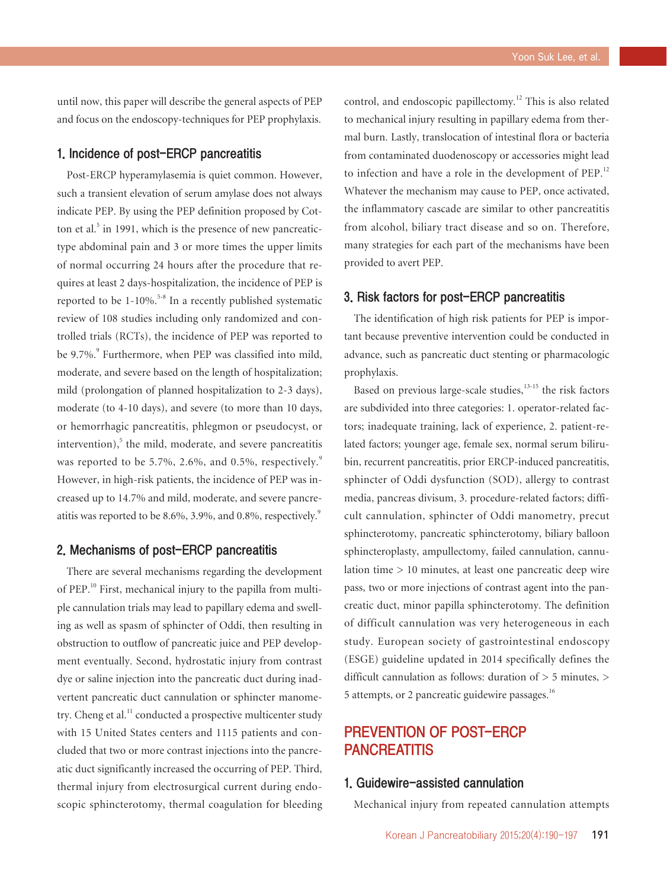until now, this paper will describe the general aspects of PEP and focus on the endoscopy-techniques for PEP prophylaxis.

### 1. Incidence of post-ERCP pancreatitis

Post-ERCP hyperamylasemia is quiet common. However, such a transient elevation of serum amylase does not always indicate PEP. By using the PEP definition proposed by Cotton et al.[5] in 1991, which is the presence of new pancreatic-type abdominal pain and 3 or more times the upper limits of normal occurring 24 hours after the procedure that requires at least 2 days-hospitalization, the incidence of PEP is reported to be 1-10%.[5-8] In a recently published systematic review of 108 studies including only randomized and controlled trials (RCTs), the incidence of PEP was reported to be 9.7%.[9] Furthermore, when PEP was classified into mild, moderate, and severe based on the length of hospitalization; mild (prolongation of planned hospitalization to 2-3 days), moderate (to 4-10 days), and severe (to more than 10 days, or hemorrhagic pancreatitis, phlegmon or pseudocyst, or intervention),[5] the mild, moderate, and severe pancreatitis was reported to be 5.7%, 2.6%, and 0.5%, respectively.[9] However, in high-risk patients, the incidence of PEP was increased up to 14.7% and mild, moderate, and severe pancreatitis was reported to be 8.6%, 3.9%, and 0.8%, respectively.[9]

### 2. Mechanisms of post-ERCP pancreatitis

There are several mechanisms regarding the development of PEP.[10] First, mechanical injury to the papilla from multiple cannulation trials may lead to papillary edema and swelling as well as spasm of sphincter of Oddi, then resulting in obstruction to outflow of pancreatic juice and PEP development eventually. Second, hydrostatic injury from contrast dye or saline injection into the pancreatic duct during inadvertent pancreatic duct cannulation or sphincter manometry. Cheng et al.[11] conducted a prospective multicenter study with 15 United States centers and 1115 patients and concluded that two or more contrast injections into the pancreatic duct significantly increased the occurring of PEP. Third, thermal injury from electrosurgical current during endoscopic sphincterotomy, thermal coagulation for bleeding control, and endoscopic papillectomy.[12] This is also related to mechanical injury resulting in papillary edema from thermal burn. Lastly, translocation of intestinal flora or bacteria from contaminated duodenoscopy or accessories might lead to infection and have a role in the development of PEP.[12] Whatever the mechanism may cause to PEP, once activated, the inflammatory cascade are similar to other pancreatitis from alcohol, biliary tract disease and so on. Therefore, many strategies for each part of the mechanisms have been provided to avert PEP.

### 3. Risk factors for post-ERCP pancreatitis

The identification of high risk patients for PEP is important because preventive intervention could be conducted in advance, such as pancreatic duct stenting or pharmacologic prophylaxis.

Based on previous large-scale studies,[13-15] the risk factors are subdivided into three categories: 1. operator-related factors; inadequate training, lack of experience, 2. patient-related factors; younger age, female sex, normal serum bilirubin, recurrent pancreatitis, prior ERCP-induced pancreatitis, sphincter of Oddi dysfunction (SOD), allergy to contrast media, pancreas divisum, 3. procedure-related factors; difficult cannulation, sphincter of Oddi manometry, precut sphincterotomy, pancreatic sphincterotomy, biliary balloon sphincteroplasty, ampullectomy, failed cannulation, cannulation time > 10 minutes, at least one pancreatic deep wire pass, two or more injections of contrast agent into the pancreatic duct, minor papilla sphincterotomy. The definition of difficult cannulation was very heterogeneous in each study. European society of gastrointestinal endoscopy (ESGE) guideline updated in 2014 specifically defines the difficult cannulation as follows: duration of > 5 minutes, > 5 attempts, or 2 pancreatic guidewire passages.[16]

## PREVENTION OF POST-ERCP PANCREATITIS

### 1. Guidewire-assisted cannulation

Mechanical injury from repeated cannulation attempts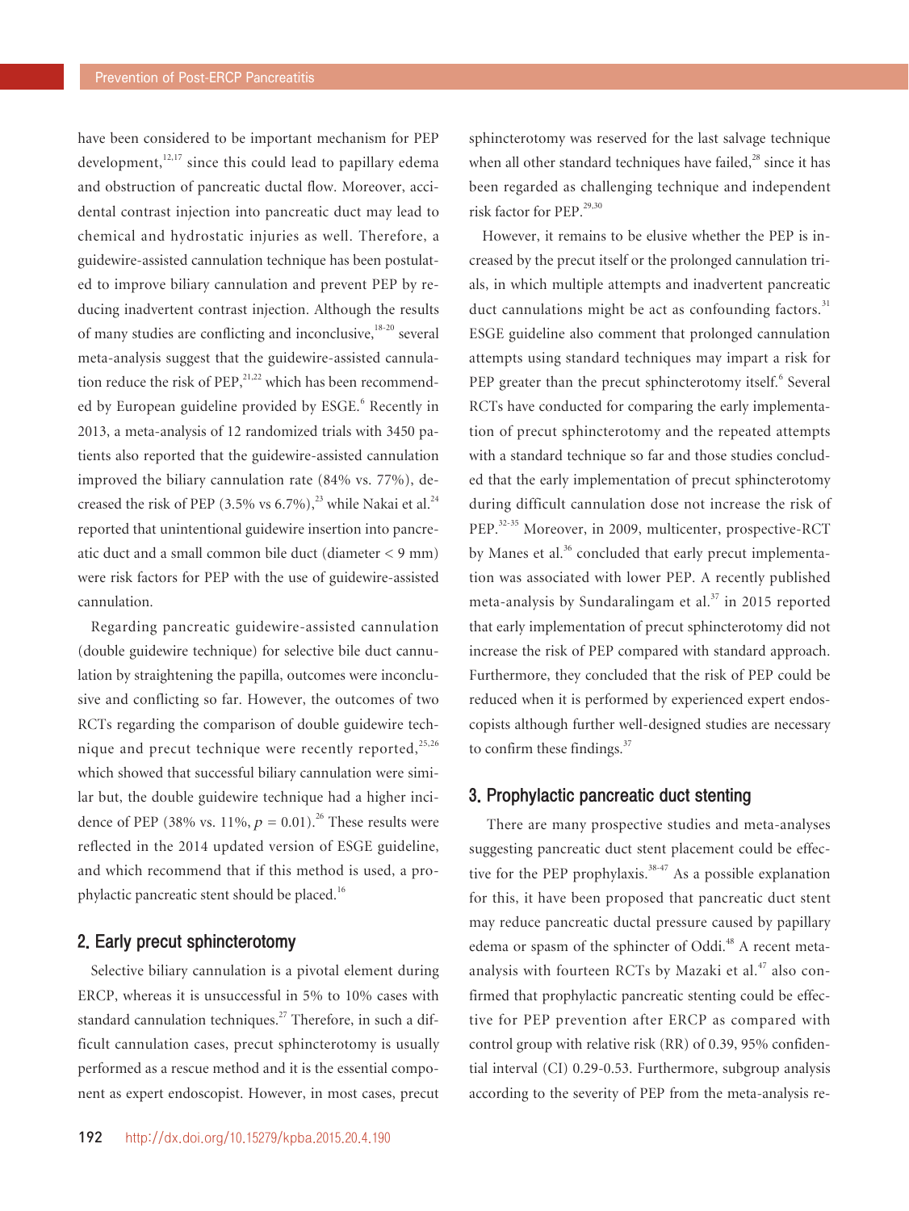have been considered to be important mechanism for PEP development,[12,17] since this could lead to papillary edema and obstruction of pancreatic ductal flow. Moreover, accidental contrast injection into pancreatic duct may lead to chemical and hydrostatic injuries as well. Therefore, a guidewire-assisted cannulation technique has been postulated to improve biliary cannulation and prevent PEP by reducing inadvertent contrast injection. Although the results of many studies are conflicting and inconclusive,[18-20] several meta-analysis suggest that the guidewire-assisted cannulation reduce the risk of PEP,[21,22] which has been recommended by European guideline provided by ESGE.[6] Recently in 2013, a meta-analysis of 12 randomized trials with 3450 patients also reported that the guidewire-assisted cannulation improved the biliary cannulation rate (84% vs. 77%), decreased the risk of PEP (3.5% vs 6.7%),[23] while Nakai et al.[24] reported that unintentional guidewire insertion into pancreatic duct and a small common bile duct (diameter < 9 mm) were risk factors for PEP with the use of guidewire-assisted cannulation.

Regarding pancreatic guidewire-assisted cannulation (double guidewire technique) for selective bile duct cannulation by straightening the papilla, outcomes were inconclusive and conflicting so far. However, the outcomes of two RCTs regarding the comparison of double guidewire technique and precut technique were recently reported,[25,26] which showed that successful biliary cannulation were similar but, the double guidewire technique had a higher incidence of PEP (38% vs. 11%, $p = 0.01$).[26] These results were reflected in the 2014 updated version of ESGE guideline, and which recommend that if this method is used, a prophylactic pancreatic stent should be placed.[16]

## 2. Early precut sphincterotomy

Selective biliary cannulation is a pivotal element during ERCP, whereas it is unsuccessful in 5% to 10% cases with standard cannulation techniques.[27] Therefore, in such a difficult cannulation cases, precut sphincterotomy is usually performed as a rescue method and it is the essential component as expert endoscopist. However, in most cases, precut sphincterotomy was reserved for the last salvage technique when all other standard techniques have failed,[28] since it has been regarded as challenging technique and independent risk factor for PEP.[29,30]

However, it remains to be elusive whether the PEP is increased by the precut itself or the prolonged cannulation trials, in which multiple attempts and inadvertent pancreatic duct cannulations might be act as confounding factors.[31] ESGE guideline also comment that prolonged cannulation attempts using standard techniques may impart a risk for PEP greater than the precut sphincterotomy itself.[6] Several RCTs have conducted for comparing the early implementation of precut sphincterotomy and the repeated attempts with a standard technique so far and those studies concluded that the early implementation of precut sphincterotomy during difficult cannulation dose not increase the risk of PEP.[32-35] Moreover, in 2009, multicenter, prospective-RCT by Manes et al.[36] concluded that early precut implementation was associated with lower PEP. A recently published meta-analysis by Sundaralingam et al.[37] in 2015 reported that early implementation of precut sphincterotomy did not increase the risk of PEP compared with standard approach. Furthermore, they concluded that the risk of PEP could be reduced when it is performed by experienced expert endoscopists although further well-designed studies are necessary to confirm these findings.[37]

## 3. Prophylactic pancreatic duct stenting

There are many prospective studies and meta-analyses suggesting pancreatic duct stent placement could be effective for the PEP prophylaxis.[38-47] As a possible explanation for this, it have been proposed that pancreatic duct stent may reduce pancreatic ductal pressure caused by papillary edema or spasm of the sphincter of Oddi.[48] A recent meta-analysis with fourteen RCTs by Mazaki et al.[47] also confirmed that prophylactic pancreatic stenting could be effective for PEP prevention after ERCP as compared with control group with relative risk (RR) of 0.39, 95% confidential interval (CI) 0.29-0.53. Furthermore, subgroup analysis according to the severity of PEP from the meta-analysis re-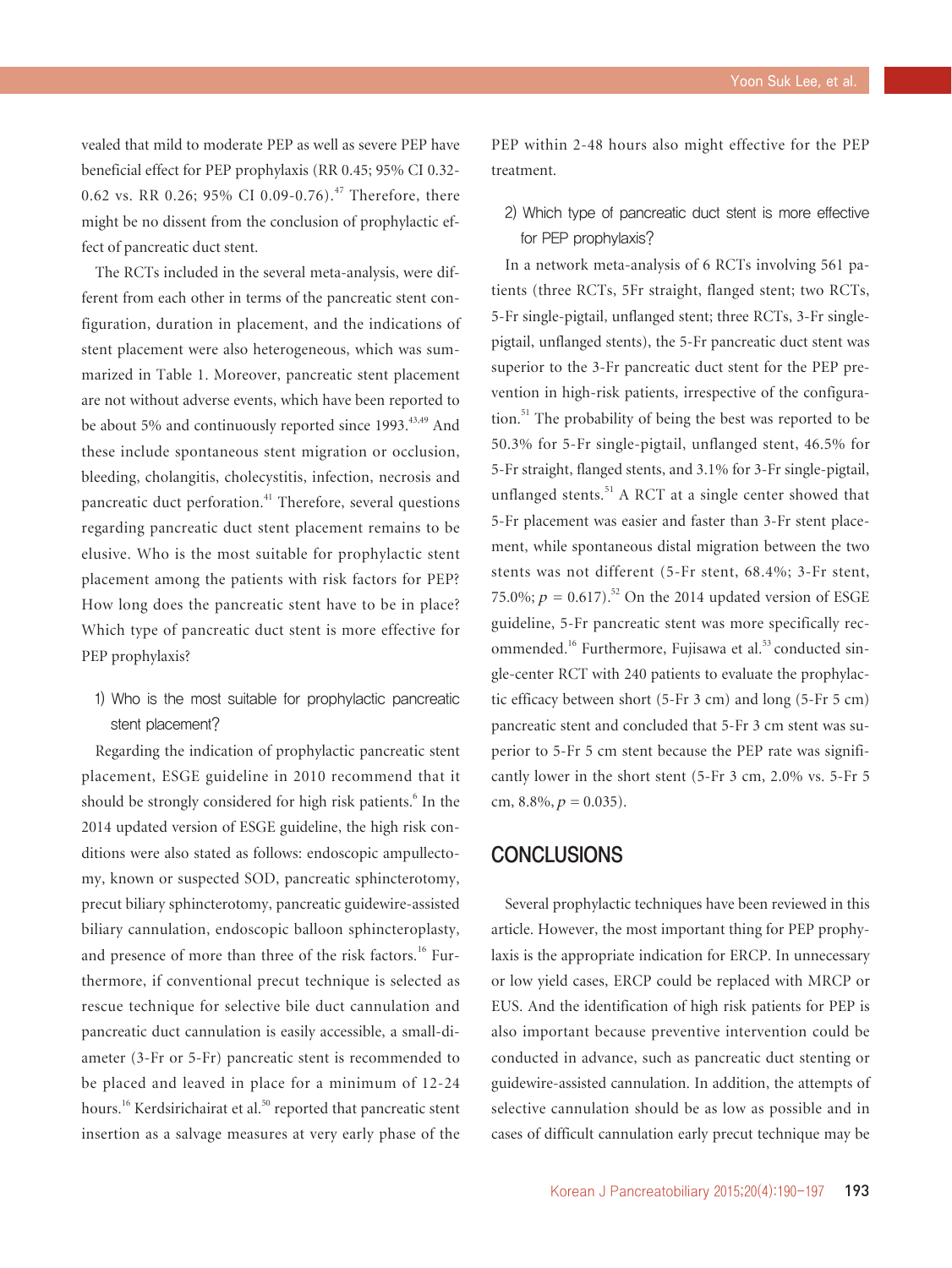vealed that mild to moderate PEP as well as severe PEP have beneficial effect for PEP prophylaxis (RR 0.45; 95% CI 0.32-0.62 vs. RR 0.26; 95% CI 0.09-0.76).[47] Therefore, there might be no dissent from the conclusion of prophylactic effect of pancreatic duct stent.

The RCTs included in the several meta-analysis, were different from each other in terms of the pancreatic stent configuration, duration in placement, and the indications of stent placement were also heterogeneous, which was summarized in Table 1. Moreover, pancreatic stent placement are not without adverse events, which have been reported to be about 5% and continuously reported since 1993.[43,49] And these include spontaneous stent migration or occlusion, bleeding, cholangitis, cholecystitis, infection, necrosis and pancreatic duct perforation.[41] Therefore, several questions regarding pancreatic duct stent placement remains to be elusive. Who is the most suitable for prophylactic stent placement among the patients with risk factors for PEP? How long does the pancreatic stent have to be in place? Which type of pancreatic duct stent is more effective for PEP prophylaxis?

### 1) Who is the most suitable for prophylactic pancreatic stent placement?

Regarding the indication of prophylactic pancreatic stent placement, ESGE guideline in 2010 recommend that it should be strongly considered for high risk patients.[6] In the 2014 updated version of ESGE guideline, the high risk conditions were also stated as follows: endoscopic ampullectomy, known or suspected SOD, pancreatic sphincterotomy, precut biliary sphincterotomy, pancreatic guidewire-assisted biliary cannulation, endoscopic balloon sphincteroplasty, and presence of more than three of the risk factors.[16] Furthermore, if conventional precut technique is selected as rescue technique for selective bile duct cannulation and pancreatic duct cannulation is easily accessible, a small-diameter (3-Fr or 5-Fr) pancreatic stent is recommended to be placed and leaved in place for a minimum of 12-24 hours.[16] Kerdsirichairat et al.[50] reported that pancreatic stent insertion as a salvage measures at very early phase of the PEP within 2-48 hours also might effective for the PEP treatment.

### 2) Which type of pancreatic duct stent is more effective for PEP prophylaxis?

In a network meta-analysis of 6 RCTs involving 561 patients (three RCTs, 5Fr straight, flanged stent; two RCTs, 5-Fr single-pigtail, unflanged stent; three RCTs, 3-Fr single-pigtail, unflanged stents), the 5-Fr pancreatic duct stent was superior to the 3-Fr pancreatic duct stent for the PEP prevention in high-risk patients, irrespective of the configuration.[51] The probability of being the best was reported to be 50.3% for 5-Fr single-pigtail, unflanged stent, 46.5% for 5-Fr straight, flanged stents, and 3.1% for 3-Fr single-pigtail, unflanged stents.[51] A RCT at a single center showed that 5-Fr placement was easier and faster than 3-Fr stent placement, while spontaneous distal migration between the two stents was not different (5-Fr stent, 68.4%; 3-Fr stent, 75.0%; $p = 0.617$).[52] On the 2014 updated version of ESGE guideline, 5-Fr pancreatic stent was more specifically recommended.[16] Furthermore, Fujisawa et al.[53] conducted single-center RCT with 240 patients to evaluate the prophylactic efficacy between short (5-Fr 3 cm) and long (5-Fr 5 cm) pancreatic stent and concluded that 5-Fr 3 cm stent was superior to 5-Fr 5 cm stent because the PEP rate was significantly lower in the short stent (5-Fr 3 cm, 2.0% vs. 5-Fr 5 cm, 8.8%, $p = 0.035$).

## CONCLUSIONS

Several prophylactic techniques have been reviewed in this article. However, the most important thing for PEP prophylaxis is the appropriate indication for ERCP. In unnecessary or low yield cases, ERCP could be replaced with MRCP or EUS. And the identification of high risk patients for PEP is also important because preventive intervention could be conducted in advance, such as pancreatic duct stenting or guidewire-assisted cannulation. In addition, the attempts of selective cannulation should be as low as possible and in cases of difficult cannulation early precut technique may be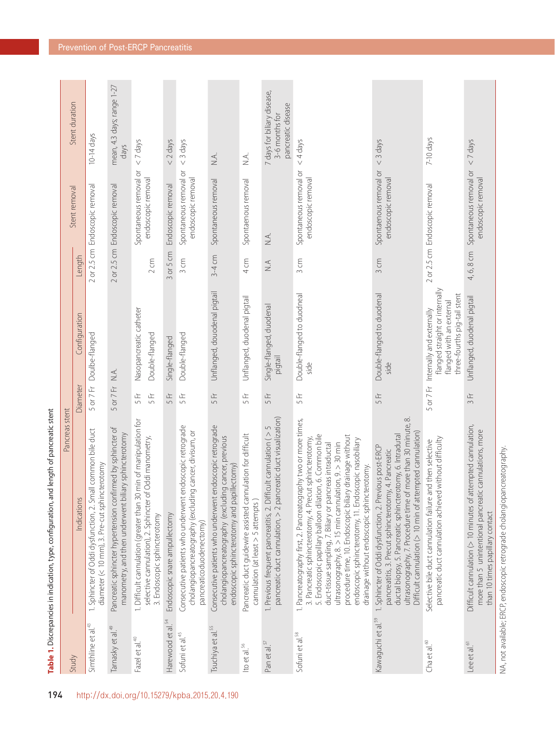**Table 1.** Discrepancies in indication, type, configuration, and length of pancreatic stent

| Study | Pancreas stent | | | | | |
|---|---|---|---|---|---|---|
| | Indications | Diameter | Configuration | Length | Stent removal | Stent duration |
| Simthline et al.[43] | 1. Sphincter of Oddi dysfunction, 2. Small common bile duct diameter (< 10 mm), 3. Pre-cut sphincterotomy | 5 or 7 Fr | Doulbe-flanged | 2 or 2.5 cm | Endoscopic removal | 10-14 days |
| Tarnasky et al.[49] | Pancreatic sphincter hypertension confirmed by sphincter of manometry, and then underwent biliary sphincterotomy | 5 or 7 Fr | N.A. | 2 or 2.5 cm | Endoscopic removal | mean, 4.3 days; range 1-27 days |
| Fazel et al.[40] | 1. Difficult cannulation (greater than 30 min of manipulation for selective cannulation), 2. Sphincter of Oddi manometry, 3. Endoscopic sphincterotomy | 5 Fr<br>5 Fr | Nasopancreatic catheter<br>Double-flanged | <br>2 cm | Spontaneous removal or endoscopic removal | < 7 days |
| Harewood et al.[54] | Endoscopic snare ampullectomy | 5 Fr | Single-flanged | 3 or 5 cm | Endoscopic removal | < 2 days |
| Sofuni et al.[45] | Consecutive patients who underwent endoscopic retrograde cholangiopancreatography (excluding cancer, divisum, or pancreaticoduodenectomy) | 5 Fr | Double-flanged | 3 cm | Spontaneous removal or endoscopic removal | < 3 days |
| Tsuchiya et al.[55] | Consecutive patients who underwent endoscopic retrograde cholangiopancreatography (excluding cancer, previous endoscopic sphincterotomy and papillectomy) | 5 Fr | Unflanged, doudenal pigtail | 3-4 cm | Spontaneous removal | N.A. |
| Ito et al.[56] | Pancreatic duct guidewire assisted cannulation for difficult cannulation (at least > 5 attempts) | 5 Fr | Unflanged, duodenal pigtail | 4 cm | Spontaenous removal | N.A. |
| Pan et al.[57] | 1. Previous frequent pancreatitis, 2. Difficult cannulation (> 5 pancreatic duct cannulation, > 2 pancreatic duct visualization) | 5 Fr | Single-flanged, duodenal pigtail | N.A | N.A. | 7 days for biliary disease, 3-6 months for pancreatic disease |
| Sofuni et al.[58] | 1. Pancreatography first, 2. Pancreatography two or more times, 3. Pancreatic sphincterotomy, 4. Precut sphincterotomy, 5. Endoscopic papillary balloon dilation, 6. Common bile duct-tissue sampling, 7. Biliary or pancreas intraductal ultrasonography, 8. > 15 min cannulation, 9. > 30 min procedure time, 10. Endoscopic biliary drainage without endoscopic sphincterotomy, 11. Endoscopic nasobiliary drainage without endoscopic sphincterotomy. | 5 Fr | Double-flanged to duodneal side | 3 cm | Spontaneous removal or endoscopic removal | < 4 days |
| Kawaguchi et al.[59] | 1. Sphincter of Oddi dysfunction, 2. Previous post-ERCP pancreatitis, 3. Precut sphincterotomy, 4. Pancreatic ductal biopsy, 5. Pancreatic sphincterotomy, 6. Intradutal ultrasonography, 7. Procedure time of more than 30 minute, 8. Difficult cannulation (> 10 min of attempted cannulation) | 5 Fr | Double-flanged to duodenal side | 3 cm | Spontaenous removal or endoscopic removal | < 3 days |
| Cha et al.[60] | Selective bile duct cannulation failure and then selective pancreatic duct cannulation achieved without difficulty | 5 or 7 Fr | Internally and externally flanged straight or internally flanged with an external three-fourths pig-tail stent | 2 or 2.5 cm | Endoscopic removal | 7-10 days |
| Lee et al.[61] | Difficult cannulation (> 10 minutes of attempted cannulation, more than 5 unintentional pancreatic cannulations, more than 10 times papillary contact | 3 Fr | Unflanged, duodenal pigtail | 4, 6, 8 cm | Spontaneous removal or endoscopic removal | < 7 days |

NA, not available; ERCP, endoscopic retrograde cholangiopancreatography.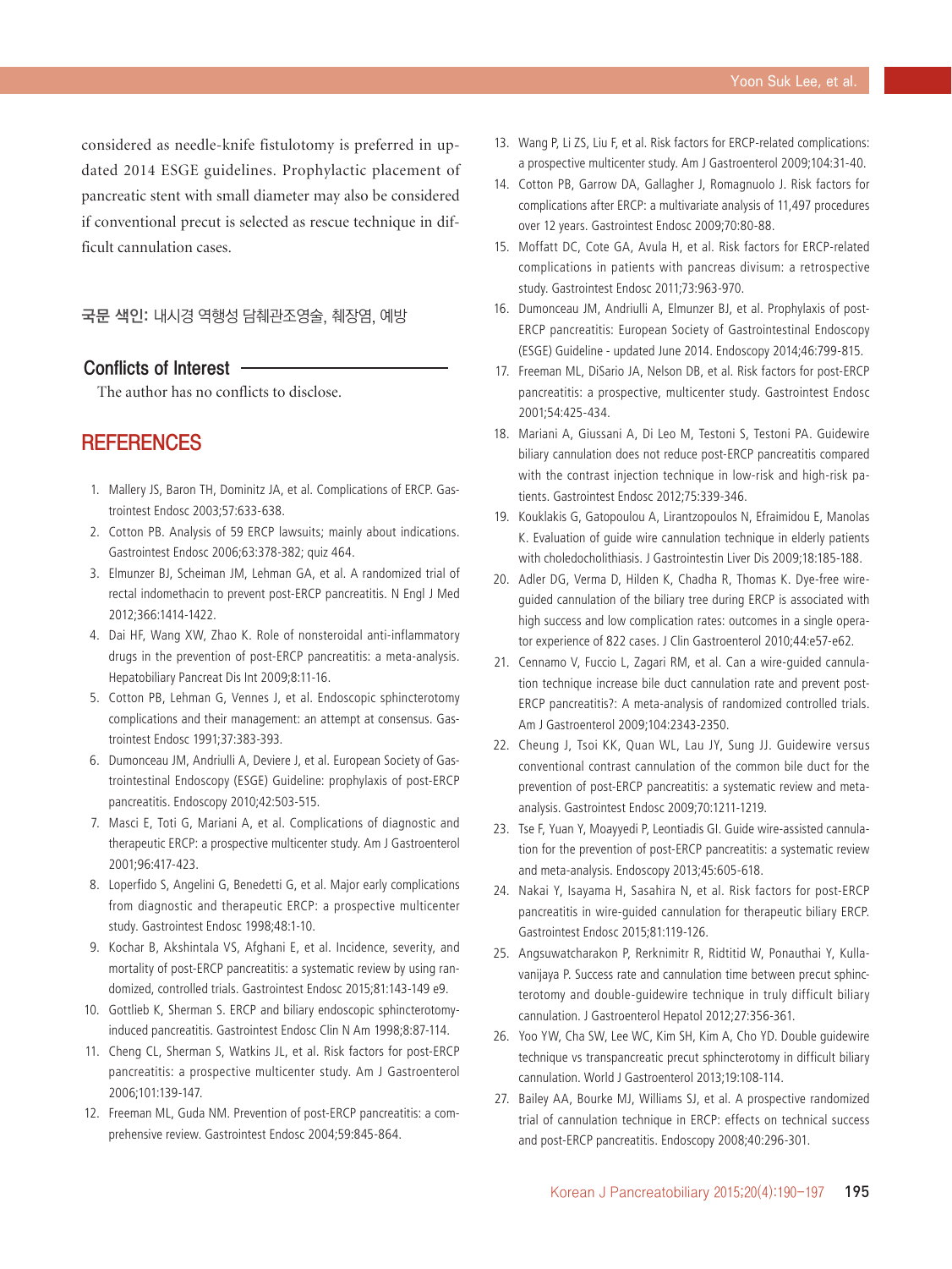considered as needle-knife fistulotomy is preferred in updated 2014 ESGE guidelines. Prophylactic placement of pancreatic stent with small diameter may also be considered if conventional precut is selected as rescue technique in difficult cannulation cases.

**국문 색인:** 내시경 역행성 담췌관조영술, 췌장염, 예방

## Conflicts of Interest

The author has no conflicts to disclose.

## REFERENCES

1. Mallery JS, Baron TH, Dominitz JA, et al. Complications of ERCP. Gastrointest Endosc 2003;57:633-638.
2. Cotton PB. Analysis of 59 ERCP lawsuits; mainly about indications. Gastrointest Endosc 2006;63:378-382; quiz 464.
3. Elmunzer BJ, Scheiman JM, Lehman GA, et al. A randomized trial of rectal indomethacin to prevent post-ERCP pancreatitis. N Engl J Med 2012;366:1414-1422.
4. Dai HF, Wang XW, Zhao K. Role of nonsteroidal anti-inflammatory drugs in the prevention of post-ERCP pancreatitis: a meta-analysis. Hepatobiliary Pancreat Dis Int 2009;8:11-16.
5. Cotton PB, Lehman G, Vennes J, et al. Endoscopic sphincterotomy complications and their management: an attempt at consensus. Gastrointest Endosc 1991;37:383-393.
6. Dumonceau JM, Andriulli A, Deviere J, et al. European Society of Gastrointestinal Endoscopy (ESGE) Guideline: prophylaxis of post-ERCP pancreatitis. Endoscopy 2010;42:503-515.
7. Masci E, Toti G, Mariani A, et al. Complications of diagnostic and therapeutic ERCP: a prospective multicenter study. Am J Gastroenterol 2001;96:417-423.
8. Loperfido S, Angelini G, Benedetti G, et al. Major early complications from diagnostic and therapeutic ERCP: a prospective multicenter study. Gastrointest Endosc 1998;48:1-10.
9. Kochar B, Akshintala VS, Afghani E, et al. Incidence, severity, and mortality of post-ERCP pancreatitis: a systematic review by using randomized, controlled trials. Gastrointest Endosc 2015;81:143-149 e9.
10. Gottlieb K, Sherman S. ERCP and biliary endoscopic sphincterotomy-induced pancreatitis. Gastrointest Endosc Clin N Am 1998;8:87-114.
11. Cheng CL, Sherman S, Watkins JL, et al. Risk factors for post-ERCP pancreatitis: a prospective multicenter study. Am J Gastroenterol 2006;101:139-147.
12. Freeman ML, Guda NM. Prevention of post-ERCP pancreatitis: a comprehensive review. Gastrointest Endosc 2004;59:845-864.
13. Wang P, Li ZS, Liu F, et al. Risk factors for ERCP-related complications: a prospective multicenter study. Am J Gastroenterol 2009;104:31-40.
14. Cotton PB, Garrow DA, Gallagher J, Romagnuolo J. Risk factors for complications after ERCP: a multivariate analysis of 11,497 procedures over 12 years. Gastrointest Endosc 2009;70:80-88.
15. Moffatt DC, Cote GA, Avula H, et al. Risk factors for ERCP-related complications in patients with pancreas divisum: a retrospective study. Gastrointest Endosc 2011;73:963-970.
16. Dumonceau JM, Andriulli A, Elmunzer BJ, et al. Prophylaxis of post-ERCP pancreatitis: European Society of Gastrointestinal Endoscopy (ESGE) Guideline - updated June 2014. Endoscopy 2014;46:799-815.
17. Freeman ML, DiSario JA, Nelson DB, et al. Risk factors for post-ERCP pancreatitis: a prospective, multicenter study. Gastrointest Endosc 2001;54:425-434.
18. Mariani A, Giussani A, Di Leo M, Testoni S, Testoni PA. Guidewire biliary cannulation does not reduce post-ERCP pancreatitis compared with the contrast injection technique in low-risk and high-risk patients. Gastrointest Endosc 2012;75:339-346.
19. Kouklakis G, Gatopoulou A, Lirantzopoulos N, Efraimidou E, Manolas K. Evaluation of guide wire cannulation technique in elderly patients with choledocholithiasis. J Gastrointestin Liver Dis 2009;18:185-188.
20. Adler DG, Verma D, Hilden K, Chadha R, Thomas K. Dye-free wire-guided cannulation of the biliary tree during ERCP is associated with high success and low complication rates: outcomes in a single operator experience of 822 cases. J Clin Gastroenterol 2010;44:e57-e62.
21. Cennamo V, Fuccio L, Zagari RM, et al. Can a wire-guided cannulation technique increase bile duct cannulation rate and prevent post-ERCP pancreatitis?: A meta-analysis of randomized controlled trials. Am J Gastroenterol 2009;104:2343-2350.
22. Cheung J, Tsoi KK, Quan WL, Lau JY, Sung JJ. Guidewire versus conventional contrast cannulation of the common bile duct for the prevention of post-ERCP pancreatitis: a systematic review and meta-analysis. Gastrointest Endosc 2009;70:1211-1219.
23. Tse F, Yuan Y, Moayyedi P, Leontiadis GI. Guide wire-assisted cannulation for the prevention of post-ERCP pancreatitis: a systematic review and meta-analysis. Endoscopy 2013;45:605-618.
24. Nakai Y, Isayama H, Sasahira N, et al. Risk factors for post-ERCP pancreatitis in wire-guided cannulation for therapeutic biliary ERCP. Gastrointest Endosc 2015;81:119-126.
25. Angsuwatcharakon P, Rerknimitr R, Ridtitid W, Ponauthai Y, Kullavanijaya P. Success rate and cannulation time between precut sphincterotomy and double-guidewire technique in truly difficult biliary cannulation. J Gastroenterol Hepatol 2012;27:356-361.
26. Yoo YW, Cha SW, Lee WC, Kim SH, Kim A, Cho YD. Double guidewire technique vs transpancreatic precut sphincterotomy in difficult biliary cannulation. World J Gastroenterol 2013;19:108-114.
27. Bailey AA, Bourke MJ, Williams SJ, et al. A prospective randomized trial of cannulation technique in ERCP: effects on technical success and post-ERCP pancreatitis. Endoscopy 2008;40:296-301.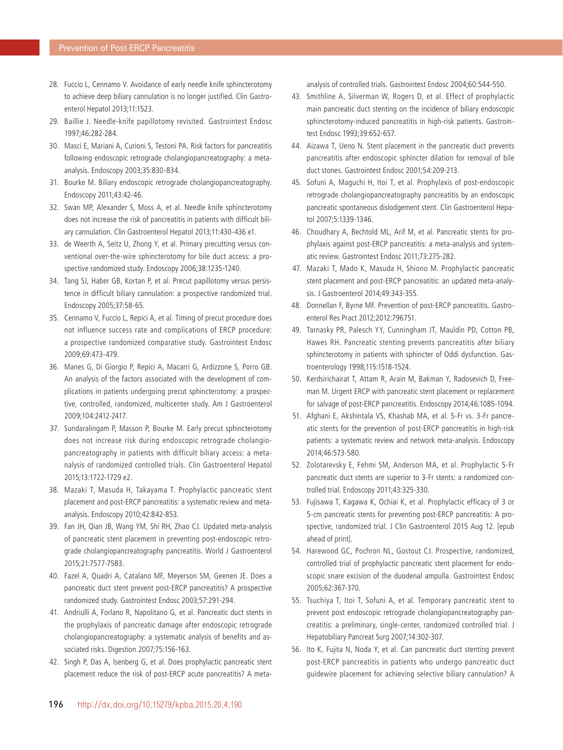28. Fuccio L, Cennamo V. Avoidance of early needle knife sphincterotomy to achieve deep biliary cannulation is no longer justified. Clin Gastroenterol Hepatol 2013;11:1523.
29. Baillie J. Needle-knife papillotomy revisited. Gastrointest Endosc 1997;46:282-284.
30. Masci E, Mariani A, Curioni S, Testoni PA. Risk factors for pancreatitis following endoscopic retrograde cholangiopancreatography: a meta-analysis. Endoscopy 2003;35:830-834.
31. Bourke M. Biliary endoscopic retrograde cholangiopancreatography. Endoscopy 2011;43:42-46.
32. Swan MP, Alexander S, Moss A, et al. Needle knife sphincterotomy does not increase the risk of pancreatitis in patients with difficult biliary cannulation. Clin Gastroenterol Hepatol 2013;11:430-436 e1.
33. de Weerth A, Seitz U, Zhong Y, et al. Primary precutting versus conventional over-the-wire sphincterotomy for bile duct access: a prospective randomized study. Endoscopy 2006;38:1235-1240.
34. Tang SJ, Haber GB, Kortan P, et al. Precut papillotomy versus persistence in difficult biliary cannulation: a prospective randomized trial. Endoscopy 2005;37:58-65.
35. Cennamo V, Fuccio L, Repici A, et al. Timing of precut procedure does not influence success rate and complications of ERCP procedure: a prospective randomized comparative study. Gastrointest Endosc 2009;69:473-479.
36. Manes G, Di Giorgio P, Repici A, Macarri G, Ardizzone S, Porro GB. An analysis of the factors associated with the development of complications in patients undergoing precut sphincterotomy: a prospective, controlled, randomized, multicenter study. Am J Gastroenterol 2009;104:2412-2417.
37. Sundaralingam P, Masson P, Bourke M. Early precut sphincterotomy does not increase risk during endoscopic retrograde cholangiopancreatography in patients with difficult biliary access: a meta-nalysis of randomized controlled trials. Clin Gastroenterol Hepatol 2015;13:1722-1729 e2.
38. Mazaki T, Masuda H, Takayama T. Prophylactic pancreatic stent placement and post-ERCP pancreatitis: a systematic review and meta-analysis. Endoscopy 2010;42:842-853.
39. Fan JH, Qian JB, Wang YM, Shi RH, Zhao CJ. Updated meta-analysis of pancreatic stent placement in preventing post-endoscopic retrograde cholangiopancreatography pancreatitis. World J Gastroenterol 2015;21:7577-7583.
40. Fazel A, Quadri A, Catalano MF, Meyerson SM, Geenen JE. Does a pancreatic duct stent prevent post-ERCP pancreatitis? A prospective randomized study. Gastrointest Endosc 2003;57:291-294.
41. Andriulli A, Forlano R, Napolitano G, et al. Pancreatic duct stents in the prophylaxis of pancreatic damage after endoscopic retrograde cholangiopancreatography: a systematic analysis of benefits and associated risks. Digestion 2007;75:156-163.
42. Singh P, Das A, Isenberg G, et al. Does prophylactic pancreatic stent placement reduce the risk of post-ERCP acute pancreatitis? A meta-analysis of controlled trials. Gastrointest Endosc 2004;60:544-550.
43. Smithline A, Silverman W, Rogers D, et al. Effect of prophylactic main pancreatic duct stenting on the incidence of biliary endoscopic sphincterotomy-induced pancreatitis in high-risk patients. Gastrointest Endosc 1993;39:652-657.
44. Aizawa T, Ueno N. Stent placement in the pancreatic duct prevents pancreatitis after endoscopic sphincter dilation for removal of bile duct stones. Gastrointest Endosc 2001;54:209-213.
45. Sofuni A, Maguchi H, Itoi T, et al. Prophylaxis of post-endoscopic retrograde cholangiopancreatography pancreatitis by an endoscopic pancreatic spontaneous dislodgement stent. Clin Gastroenterol Hepatol 2007;5:1339-1346.
46. Choudhary A, Bechtold ML, Arif M, et al. Pancreatic stents for prophylaxis against post-ERCP pancreatitis: a meta-analysis and systematic review. Gastrointest Endosc 2011;73:275-282.
47. Mazaki T, Mado K, Masuda H, Shiono M. Prophylactic pancreatic stent placement and post-ERCP pancreatitis: an updated meta-analysis. J Gastroenterol 2014;49:343-355.
48. Donnellan F, Byrne MF. Prevention of post-ERCP pancreatitis. Gastroenterol Res Pract 2012;2012:796751.
49. Tarnasky PR, Palesch YY, Cunningham JT, Mauldin PD, Cotton PB, Hawes RH. Pancreatic stenting prevents pancreatitis after biliary sphincterotomy in patients with sphincter of Oddi dysfunction. Gastroenterology 1998;115:1518-1524.
50. Kerdsirichairat T, Attam R, Arain M, Bakman Y, Radosevich D, Freeman M. Urgent ERCP with pancreatic stent placement or replacement for salvage of post-ERCP pancreatitis. Endoscopy 2014;46:1085-1094.
51. Afghani E, Akshintala VS, Khashab MA, et al. 5-Fr vs. 3-Fr pancreatic stents for the prevention of post-ERCP pancreatitis in high-risk patients: a systematic review and network meta-analysis. Endoscopy 2014;46:573-580.
52. Zolotarevsky E, Fehmi SM, Anderson MA, et al. Prophylactic 5-Fr pancreatic duct stents are superior to 3-Fr stents: a randomized controlled trial. Endoscopy 2011;43:325-330.
53. Fujisawa T, Kagawa K, Ochiai K, et al. Prophylactic efficacy of 3 or 5-cm pancreatic stents for preventing post-ERCP pancreatitis: A prospective, randomized trial. J Clin Gastroenterol 2015 Aug 12. [epub ahead of print].
54. Harewood GC, Pochron NL, Gostout CJ. Prospective, randomized, controlled trial of prophylactic pancreatic stent placement for endoscopic snare excision of the duodenal ampulla. Gastrointest Endosc 2005;62:367-370.
55. Tsuchiya T, Itoi T, Sofuni A, et al. Temporary pancreatic stent to prevent post endoscopic retrograde cholangiopancreatography pancreatitis: a preliminary, single-center, randomized controlled trial. J Hepatobiliary Pancreat Surg 2007;14:302-307.
56. Ito K, Fujita N, Noda Y, et al. Can pancreatic duct stenting prevent post-ERCP pancreatitis in patients who undergo pancreatic duct guidewire placement for achieving selective biliary cannulation? A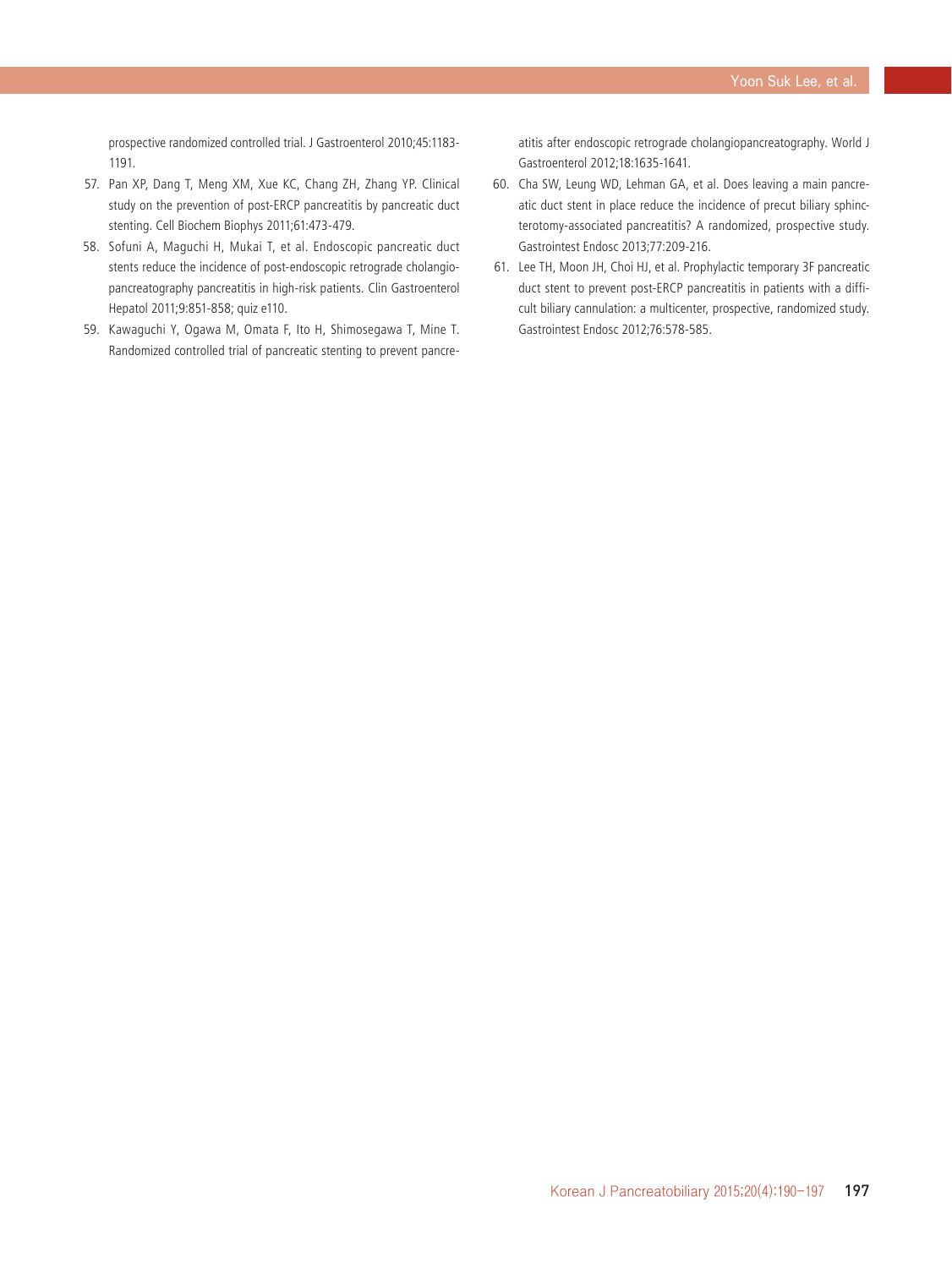prospective randomized controlled trial. J Gastroenterol 2010;45:1183-1191.

57. Pan XP, Dang T, Meng XM, Xue KC, Chang ZH, Zhang YP. Clinical study on the prevention of post-ERCP pancreatitis by pancreatic duct stenting. Cell Biochem Biophys 2011;61:473-479.
58. Sofuni A, Maguchi H, Mukai T, et al. Endoscopic pancreatic duct stents reduce the incidence of post-endoscopic retrograde cholangiopancreatography pancreatitis in high-risk patients. Clin Gastroenterol Hepatol 2011;9:851-858; quiz e110.
59. Kawaguchi Y, Ogawa M, Omata F, Ito H, Shimosegawa T, Mine T. Randomized controlled trial of pancreatic stenting to prevent pancreatitis after endoscopic retrograde cholangiopancreatography. World J Gastroenterol 2012;18:1635-1641.
60. Cha SW, Leung WD, Lehman GA, et al. Does leaving a main pancreatic duct stent in place reduce the incidence of precut biliary sphincterotomy-associated pancreatitis? A randomized, prospective study. Gastrointest Endosc 2013;77:209-216.
61. Lee TH, Moon JH, Choi HJ, et al. Prophylactic temporary 3F pancreatic duct stent to prevent post-ERCP pancreatitis in patients with a difficult biliary cannulation: a multicenter, prospective, randomized study. Gastrointest Endosc 2012;76:578-585.